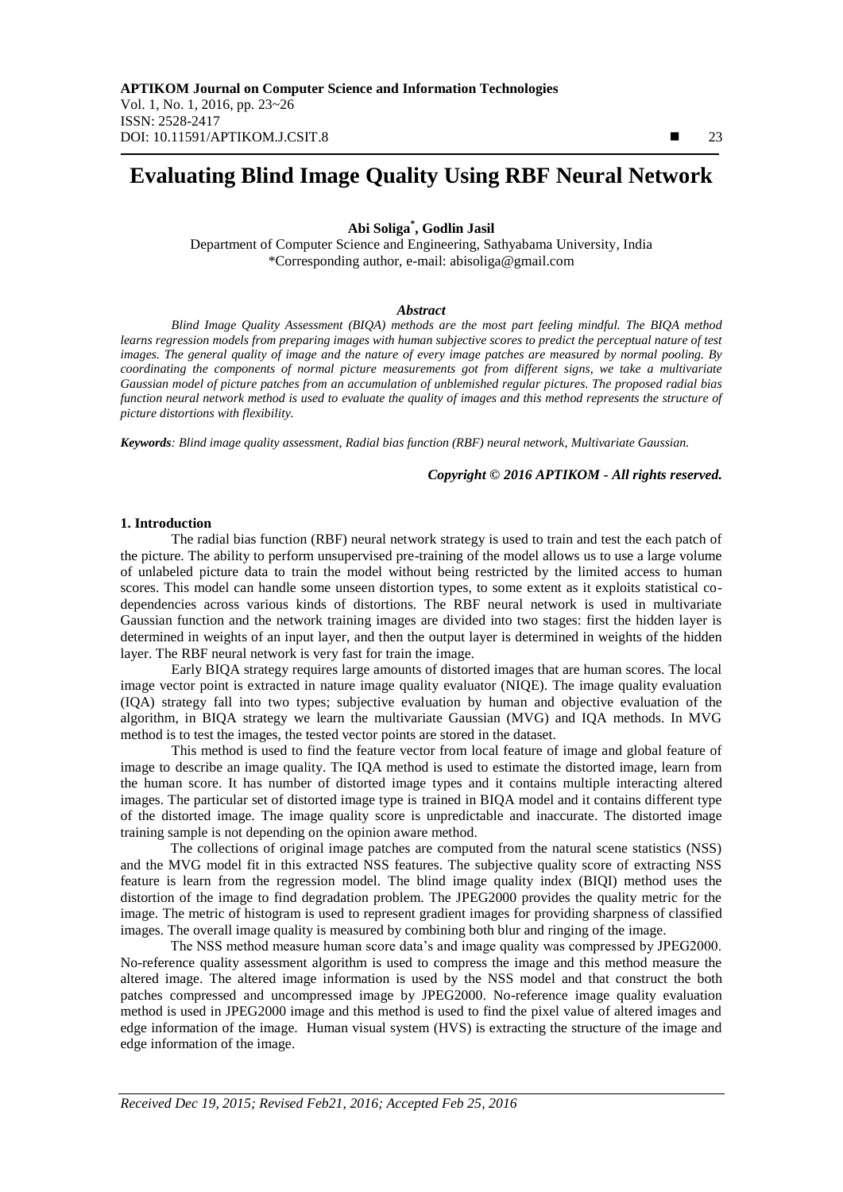# Evaluating Blind Image Quality Using RBF Neural Network

**Abi Soliga*, Godlin Jasil**

Department of Computer Science and Engineering, Sathyabama University, India
*Corresponding author, e-mail: abisoliga@gmail.com

### *Abstract*

*Blind Image Quality Assessment (BIQA) methods are the most part feeling mindful. The BIQA method learns regression models from preparing images with human subjective scores to predict the perceptual nature of test images. The general quality of image and the nature of every image patches are measured by normal pooling. By coordinating the components of normal picture measurements got from different signs, we take a multivariate Gaussian model of picture patches from an accumulation of unblemished regular pictures. The proposed radial bias function neural network method is used to evaluate the quality of images and this method represents the structure of picture distortions with flexibility.*

***Keywords****: Blind image quality assessment, Radial bias function (RBF) neural network, Multivariate Gaussian.*

***Copyright © 2016 APTIKOM - All rights reserved.***

## 1. Introduction

The radial bias function (RBF) neural network strategy is used to train and test the each patch of the picture. The ability to perform unsupervised pre-training of the model allows us to use a large volume of unlabeled picture data to train the model without being restricted by the limited access to human scores. This model can handle some unseen distortion types, to some extent as it exploits statistical co-dependencies across various kinds of distortions. The RBF neural network is used in multivariate Gaussian function and the network training images are divided into two stages: first the hidden layer is determined in weights of an input layer, and then the output layer is determined in weights of the hidden layer. The RBF neural network is very fast for train the image.

Early BIQA strategy requires large amounts of distorted images that are human scores. The local image vector point is extracted in nature image quality evaluator (NIQE). The image quality evaluation (IQA) strategy fall into two types; subjective evaluation by human and objective evaluation of the algorithm, in BIQA strategy we learn the multivariate Gaussian (MVG) and IQA methods. In MVG method is to test the images, the tested vector points are stored in the dataset.

This method is used to find the feature vector from local feature of image and global feature of image to describe an image quality. The IQA method is used to estimate the distorted image, learn from the human score. It has number of distorted image types and it contains multiple interacting altered images. The particular set of distorted image type is trained in BIQA model and it contains different type of the distorted image. The image quality score is unpredictable and inaccurate. The distorted image training sample is not depending on the opinion aware method.

The collections of original image patches are computed from the natural scene statistics (NSS) and the MVG model fit in this extracted NSS features. The subjective quality score of extracting NSS feature is learn from the regression model. The blind image quality index (BIQI) method uses the distortion of the image to find degradation problem. The JPEG2000 provides the quality metric for the image. The metric of histogram is used to represent gradient images for providing sharpness of classified images. The overall image quality is measured by combining both blur and ringing of the image.

The NSS method measure human score data's and image quality was compressed by JPEG2000. No-reference quality assessment algorithm is used to compress the image and this method measure the altered image. The altered image information is used by the NSS model and that construct the both patches compressed and uncompressed image by JPEG2000. No-reference image quality evaluation method is used in JPEG2000 image and this method is used to find the pixel value of altered images and edge information of the image. Human visual system (HVS) is extracting the structure of the image and edge information of the image.

*Received Dec 19, 2015; Revised Feb21, 2016; Accepted Feb 25, 2016*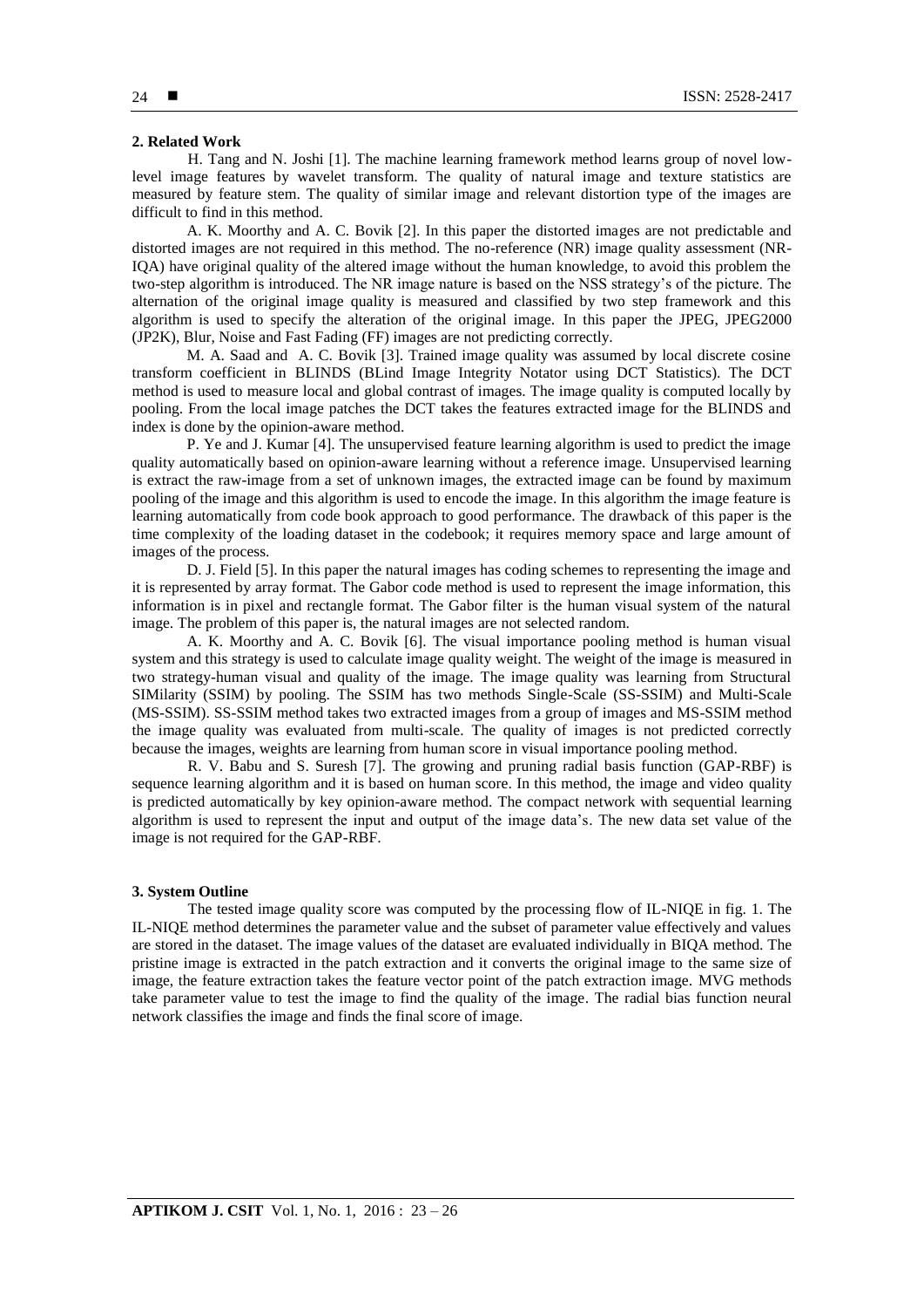## 2. Related Work

H. Tang and N. Joshi [1]. The machine learning framework method learns group of novel low-level image features by wavelet transform. The quality of natural image and texture statistics are measured by feature stem. The quality of similar image and relevant distortion type of the images are difficult to find in this method.

A. K. Moorthy and A. C. Bovik [2]. In this paper the distorted images are not predictable and distorted images are not required in this method. The no-reference (NR) image quality assessment (NR-IQA) have original quality of the altered image without the human knowledge, to avoid this problem the two-step algorithm is introduced. The NR image nature is based on the NSS strategy's of the picture. The alternation of the original image quality is measured and classified by two step framework and this algorithm is used to specify the alteration of the original image. In this paper the JPEG, JPEG2000 (JP2K), Blur, Noise and Fast Fading (FF) images are not predicting correctly.

M. A. Saad and A. C. Bovik [3]. Trained image quality was assumed by local discrete cosine transform coefficient in BLINDS (BLind Image Integrity Notator using DCT Statistics). The DCT method is used to measure local and global contrast of images. The image quality is computed locally by pooling. From the local image patches the DCT takes the features extracted image for the BLINDS and index is done by the opinion-aware method.

P. Ye and J. Kumar [4]. The unsupervised feature learning algorithm is used to predict the image quality automatically based on opinion-aware learning without a reference image. Unsupervised learning is extract the raw-image from a set of unknown images, the extracted image can be found by maximum pooling of the image and this algorithm is used to encode the image. In this algorithm the image feature is learning automatically from code book approach to good performance. The drawback of this paper is the time complexity of the loading dataset in the codebook; it requires memory space and large amount of images of the process.

D. J. Field [5]. In this paper the natural images has coding schemes to representing the image and it is represented by array format. The Gabor code method is used to represent the image information, this information is in pixel and rectangle format. The Gabor filter is the human visual system of the natural image. The problem of this paper is, the natural images are not selected random.

A. K. Moorthy and A. C. Bovik [6]. The visual importance pooling method is human visual system and this strategy is used to calculate image quality weight. The weight of the image is measured in two strategy-human visual and quality of the image. The image quality was learning from Structural SIMilarity (SSIM) by pooling. The SSIM has two methods Single-Scale (SS-SSIM) and Multi-Scale (MS-SSIM). SS-SSIM method takes two extracted images from a group of images and MS-SSIM method the image quality was evaluated from multi-scale. The quality of images is not predicted correctly because the images, weights are learning from human score in visual importance pooling method.

R. V. Babu and S. Suresh [7]. The growing and pruning radial basis function (GAP-RBF) is sequence learning algorithm and it is based on human score. In this method, the image and video quality is predicted automatically by key opinion-aware method. The compact network with sequential learning algorithm is used to represent the input and output of the image data's. The new data set value of the image is not required for the GAP-RBF.

## 3. System Outline

The tested image quality score was computed by the processing flow of IL-NIQE in fig. 1. The IL-NIQE method determines the parameter value and the subset of parameter value effectively and values are stored in the dataset. The image values of the dataset are evaluated individually in BIQA method. The pristine image is extracted in the patch extraction and it converts the original image to the same size of image, the feature extraction takes the feature vector point of the patch extraction image. MVG methods take parameter value to test the image to find the quality of the image. The radial bias function neural network classifies the image and finds the final score of image.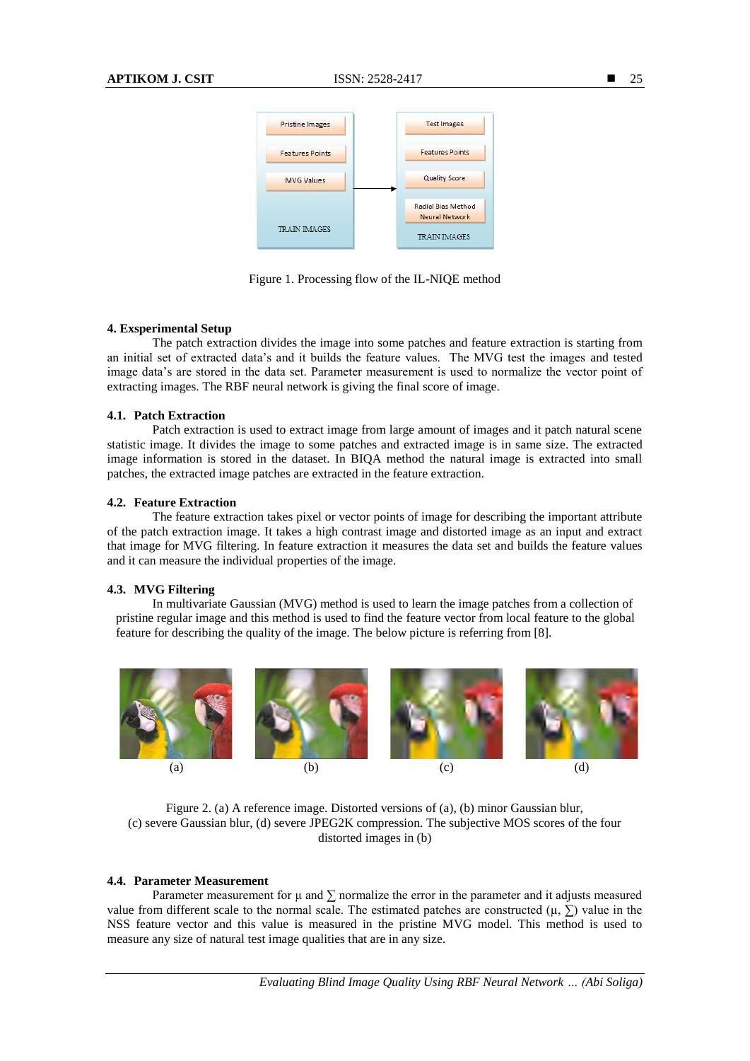Pristine Images
Features Points
MVG Values
TRAIN IMAGES

Test Images
Features Points
Quality Score
Radial Bias Method Neural Network
TRAIN IMAGES

Figure 1. Processing flow of the IL-NIQE method

### 4. Exsperimental Setup

The patch extraction divides the image into some patches and feature extraction is starting from an initial set of extracted data's and it builds the feature values. The MVG test the images and tested image data's are stored in the data set. Parameter measurement is used to normalize the vector point of extracting images. The RBF neural network is giving the final score of image.

#### 4.1. Patch Extraction

Patch extraction is used to extract image from large amount of images and it patch natural scene statistic image. It divides the image to some patches and extracted image is in same size. The extracted image information is stored in the dataset. In BIQA method the natural image is extracted into small patches, the extracted image patches are extracted in the feature extraction.

#### 4.2. Feature Extraction

The feature extraction takes pixel or vector points of image for describing the important attribute of the patch extraction image. It takes a high contrast image and distorted image as an input and extract that image for MVG filtering. In feature extraction it measures the data set and builds the feature values and it can measure the individual properties of the image.

#### 4.3. MVG Filtering

In multivariate Gaussian (MVG) method is used to learn the image patches from a collection of pristine regular image and this method is used to find the feature vector from local feature to the global feature for describing the quality of the image. The below picture is referring from [8].

(a) (b) (c) (d)

Figure 2. (a) A reference image. Distorted versions of (a), (b) minor Gaussian blur, (c) severe Gaussian blur, (d) severe JPEG2K compression. The subjective MOS scores of the four distorted images in (b)

#### 4.4. Parameter Measurement

Parameter measurement for $\mu$ and $\sum$ normalize the error in the parameter and it adjusts measured value from different scale to the normal scale. The estimated patches are constructed ($\mu$, $\sum$) value in the NSS feature vector and this value is measured in the pristine MVG model. This method is used to measure any size of natural test image qualities that are in any size.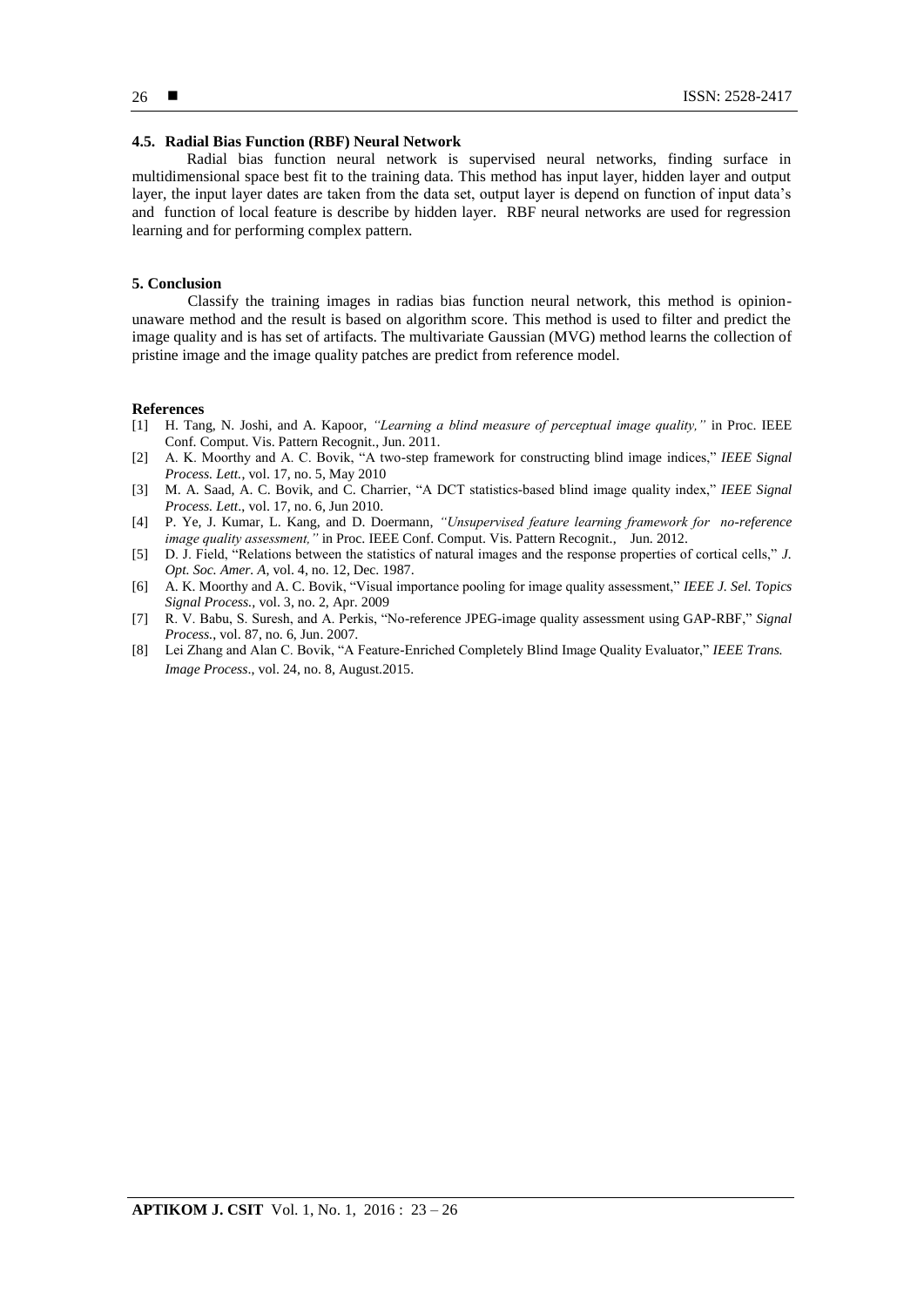### 4.5. Radial Bias Function (RBF) Neural Network

Radial bias function neural network is supervised neural networks, finding surface in multidimensional space best fit to the training data. This method has input layer, hidden layer and output layer, the input layer dates are taken from the data set, output layer is depend on function of input data's and function of local feature is describe by hidden layer. RBF neural networks are used for regression learning and for performing complex pattern.

## 5. Conclusion

Classify the training images in radias bias function neural network, this method is opinion-unaware method and the result is based on algorithm score. This method is used to filter and predict the image quality and is has set of artifacts. The multivariate Gaussian (MVG) method learns the collection of pristine image and the image quality patches are predict from reference model.

## References

[1] H. Tang, N. Joshi, and A. Kapoor, *"Learning a blind measure of perceptual image quality,"* in Proc. IEEE Conf. Comput. Vis. Pattern Recognit., Jun. 2011.

[2] A. K. Moorthy and A. C. Bovik, "A two-step framework for constructing blind image indices," *IEEE Signal Process. Lett.*, vol. 17, no. 5, May 2010

[3] M. A. Saad, A. C. Bovik, and C. Charrier, "A DCT statistics-based blind image quality index," *IEEE Signal Process. Lett*., vol. 17, no. 6, Jun 2010.

[4] P. Ye, J. Kumar, L. Kang, and D. Doermann, *"Unsupervised feature learning framework for no-reference image quality assessment,"* in Proc. IEEE Conf. Comput. Vis. Pattern Recognit., Jun. 2012.

[5] D. J. Field, "Relations between the statistics of natural images and the response properties of cortical cells," *J. Opt. Soc. Amer. A*, vol. 4, no. 12, Dec. 1987.

[6] A. K. Moorthy and A. C. Bovik, "Visual importance pooling for image quality assessment," *IEEE J. Sel. Topics Signal Process.*, vol. 3, no. 2, Apr. 2009

[7] R. V. Babu, S. Suresh, and A. Perkis, "No-reference JPEG-image quality assessment using GAP-RBF," *Signal Process.*, vol. 87, no. 6, Jun. 2007.

[8] Lei Zhang and Alan C. Bovik, "A Feature-Enriched Completely Blind Image Quality Evaluator," *IEEE Trans. Image Process*., vol. 24, no. 8, August.2015.